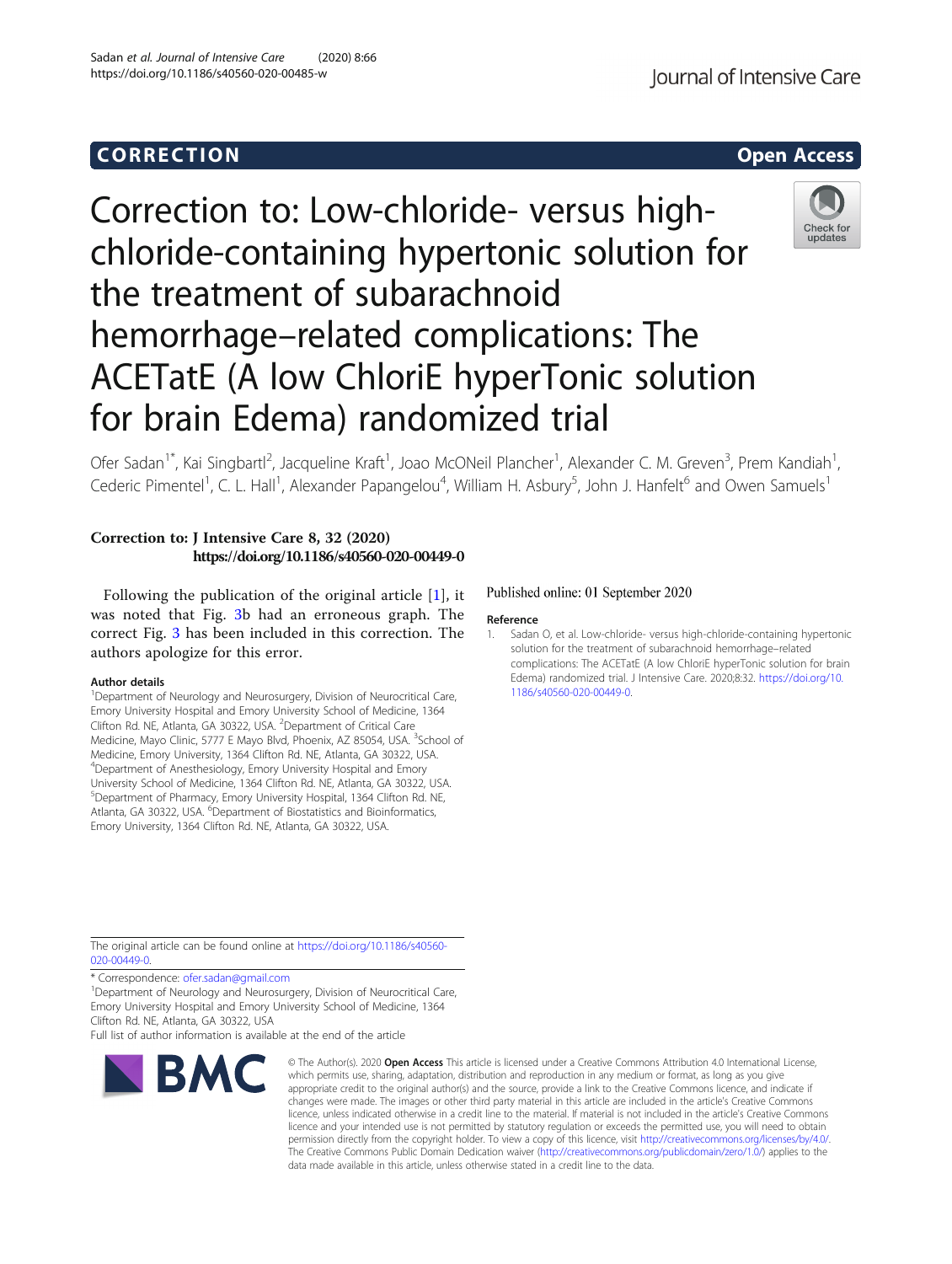CORRECTION **Open Access**

# Correction to: Low-chloride- versus high-chloride-containing hypertonic solution for the treatment of subarachnoid hemorrhage–related complications: The ACETatE (A low ChloriE hyperTonic solution for brain Edema) randomized trial

Ofer Sadan[1*], Kai Singbartl[2], Jacqueline Kraft[1], Joao McONeil Plancher[1], Alexander C. M. Greven[3], Prem Kandiah[1], Cederic Pimentel[1], C. L. Hall[1], Alexander Papangelou[4], William H. Asbury[5], John J. Hanfelt[6] and Owen Samuels[1]

**Correction to: J Intensive Care 8, 32 (2020)**
**https://doi.org/10.1186/s40560-020-00449-0**

Following the publication of the original article [1], it was noted that Fig. 3b had an erroneous graph. The correct Fig. 3 has been included in this correction. The authors apologize for this error.

#### Author details

[1]Department of Neurology and Neurosurgery, Division of Neurocritical Care, Emory University Hospital and Emory University School of Medicine, 1364 Clifton Rd. NE, Atlanta, GA 30322, USA. [2]Department of Critical Care Medicine, Mayo Clinic, 5777 E Mayo Blvd, Phoenix, AZ 85054, USA. [3]School of Medicine, Emory University, 1364 Clifton Rd. NE, Atlanta, GA 30322, USA. [4]Department of Anesthesiology, Emory University Hospital and Emory University School of Medicine, 1364 Clifton Rd. NE, Atlanta, GA 30322, USA. [5]Department of Pharmacy, Emory University Hospital, 1364 Clifton Rd. NE, Atlanta, GA 30322, USA. [6]Department of Biostatistics and Bioinformatics, Emory University, 1364 Clifton Rd. NE, Atlanta, GA 30322, USA.

Published online: 01 September 2020

#### Reference

1. Sadan O, et al. Low-chloride- versus high-chloride-containing hypertonic solution for the treatment of subarachnoid hemorrhage–related complications: The ACETatE (A low ChloriE hyperTonic solution for brain Edema) randomized trial. J Intensive Care. 2020;8:32. https://doi.org/10.1186/s40560-020-00449-0.

The original article can be found online at https://doi.org/10.1186/s40560-020-00449-0.

\* Correspondence: ofer.sadan@gmail.com
[1]Department of Neurology and Neurosurgery, Division of Neurocritical Care, Emory University Hospital and Emory University School of Medicine, 1364 Clifton Rd. NE, Atlanta, GA 30322, USA
Full list of author information is available at the end of the article

© The Author(s). 2020 **Open Access** This article is licensed under a Creative Commons Attribution 4.0 International License, which permits use, sharing, adaptation, distribution and reproduction in any medium or format, as long as you give appropriate credit to the original author(s) and the source, provide a link to the Creative Commons licence, and indicate if changes were made. The images or other third party material in this article are included in the article's Creative Commons licence, unless indicated otherwise in a credit line to the material. If material is not included in the article's Creative Commons licence and your intended use is not permitted by statutory regulation or exceeds the permitted use, you will need to obtain permission directly from the copyright holder. To view a copy of this licence, visit http://creativecommons.org/licenses/by/4.0/. The Creative Commons Public Domain Dedication waiver (http://creativecommons.org/publicdomain/zero/1.0/) applies to the data made available in this article, unless otherwise stated in a credit line to the data.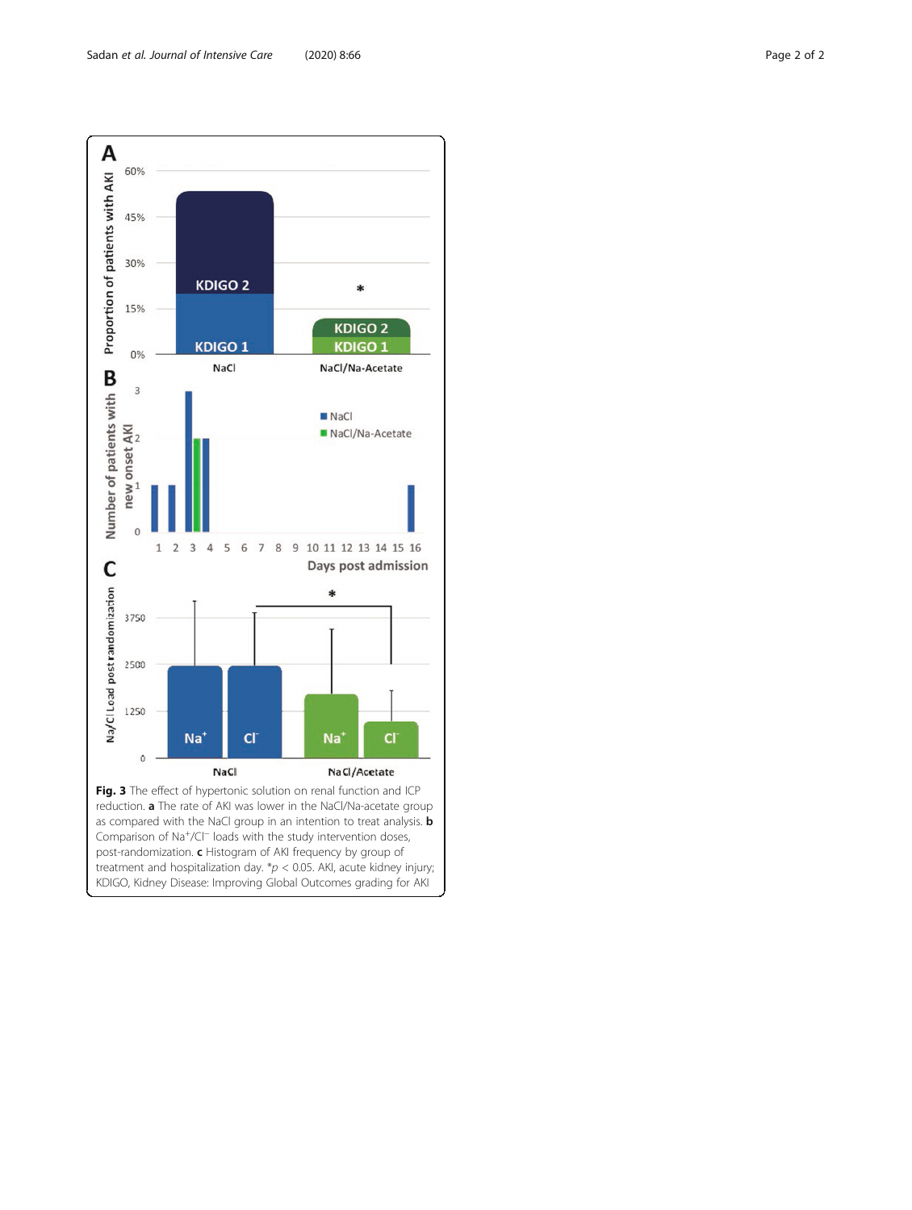A

Proportion of patients with AKI

60%

45%

30%

15%

0%

KDIGO 2

KDIGO 1

NaCl

*

KDIGO 2

KDIGO 1

NaCl/Na-Acetate

B

Number of patients with new onset AKI

3

2

1

0

NaCl

NaCl/Na-Acetate

1 2 3 4 5 6 7 8 9 10 11 12 13 14 15 16

Days post admission

C

Na/Cl Load post randomization

3750

2500

1250

0

*

$Na^+$

$Cl^-$

NaCl

$Na^+$

$Cl^-$

NaCl/Acetate

**Fig. 3** The effect of hypertonic solution on renal function and ICP reduction. **a** The rate of AKI was lower in the NaCl/Na-acetate group as compared with the NaCl group in an intention to treat analysis. **b** Comparison of $Na^+$/$Cl^-$ loads with the study intervention doses, post-randomization. **c** Histogram of AKI frequency by group of treatment and hospitalization day. \*$p < 0.05$. AKI, acute kidney injury; KDIGO, Kidney Disease: Improving Global Outcomes grading for AKI